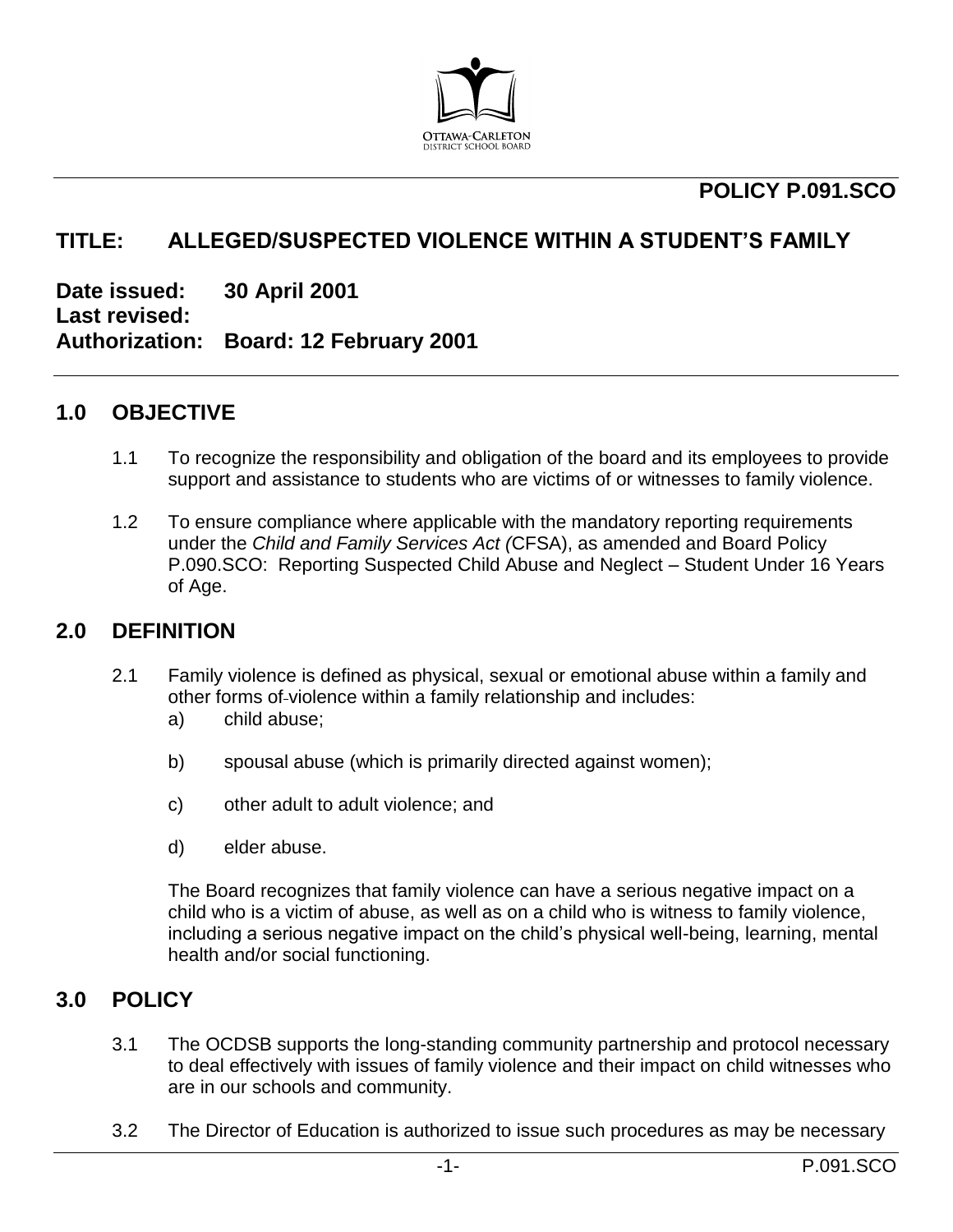# POLICY P.091.SCO

## TITLE: ALLEGED/SUSPECTED VIOLENCE WITHIN A STUDENT'S FAMILY

**Date issued:** 30 April 2001
**Last revised:**
**Authorization:** Board: 12 February 2001

## 1.0 OBJECTIVE

1.1 To recognize the responsibility and obligation of the board and its employees to provide support and assistance to students who are victims of or witnesses to family violence.

1.2 To ensure compliance where applicable with the mandatory reporting requirements under the *Child and Family Services Act (*CFSA), as amended and Board Policy P.090.SCO: Reporting Suspected Child Abuse and Neglect – Student Under 16 Years of Age.

## 2.0 DEFINITION

2.1 Family violence is defined as physical, sexual or emotional abuse within a family and other forms of violence within a family relationship and includes:

a) child abuse;

b) spousal abuse (which is primarily directed against women);

c) other adult to adult violence; and

d) elder abuse.

The Board recognizes that family violence can have a serious negative impact on a child who is a victim of abuse, as well as on a child who is witness to family violence, including a serious negative impact on the child's physical well-being, learning, mental health and/or social functioning.

## 3.0 POLICY

3.1 The OCDSB supports the long-standing community partnership and protocol necessary to deal effectively with issues of family violence and their impact on child witnesses who are in our schools and community.

3.2 The Director of Education is authorized to issue such procedures as may be necessary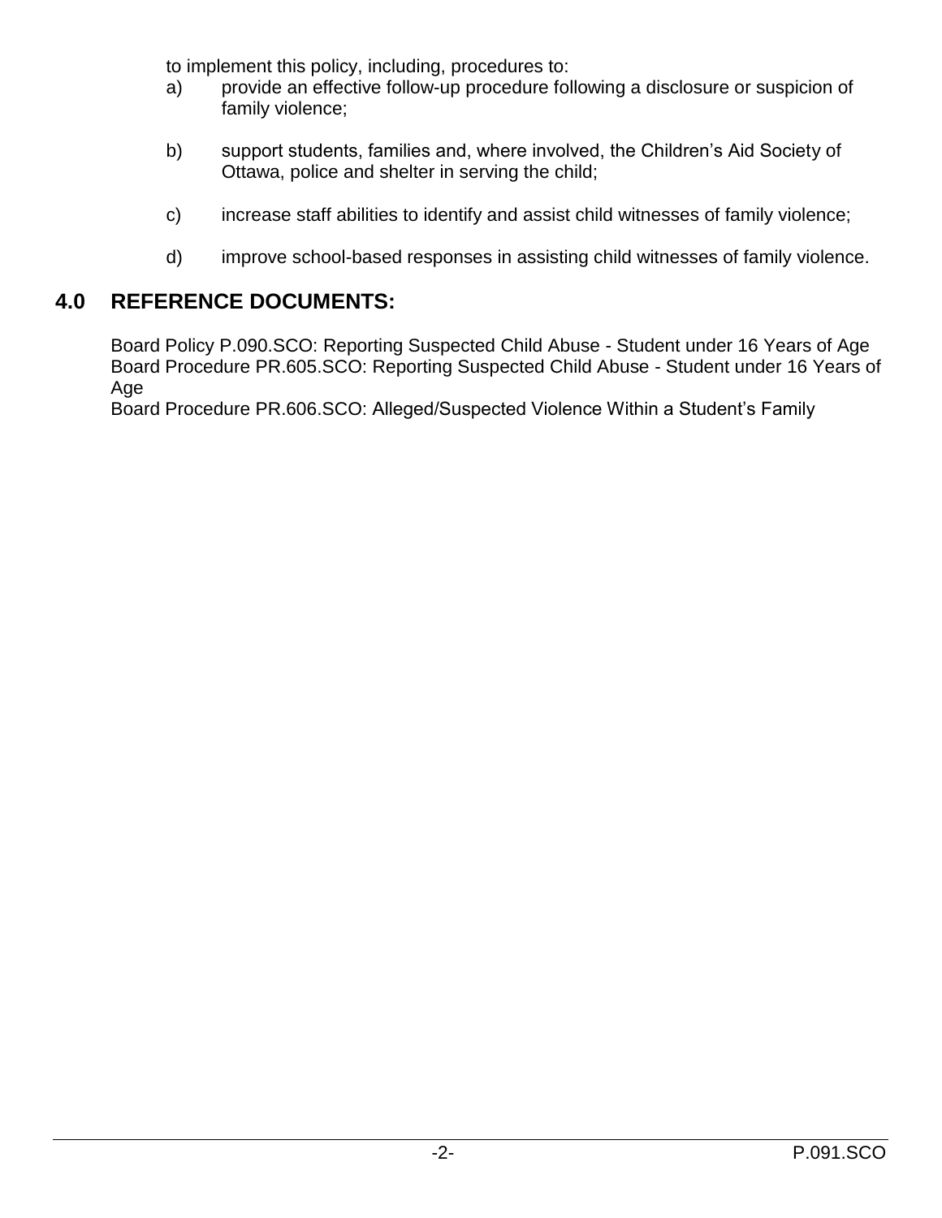to implement this policy, including, procedures to:

a) provide an effective follow-up procedure following a disclosure or suspicion of family violence;

b) support students, families and, where involved, the Children's Aid Society of Ottawa, police and shelter in serving the child;

c) increase staff abilities to identify and assist child witnesses of family violence;

d) improve school-based responses in assisting child witnesses of family violence.

## 4.0 REFERENCE DOCUMENTS:

Board Policy P.090.SCO: Reporting Suspected Child Abuse - Student under 16 Years of Age
Board Procedure PR.605.SCO: Reporting Suspected Child Abuse - Student under 16 Years of Age
Board Procedure PR.606.SCO: Alleged/Suspected Violence Within a Student's Family